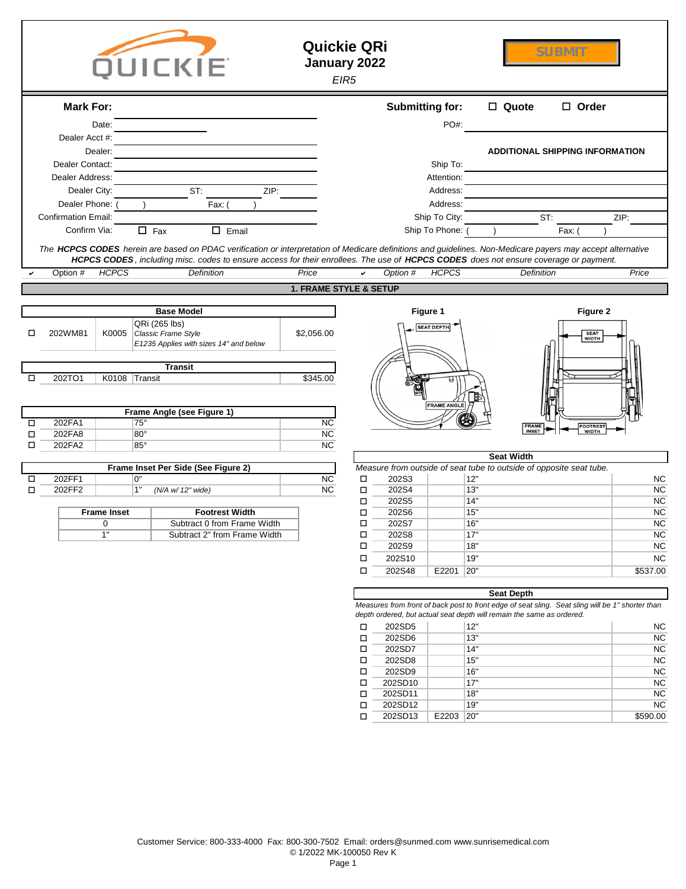# Quickie QRi
## January 2022
*EIR5*

SUBMIT

**Mark For:**

Date:
Dealer Acct #:
Dealer:
Dealer Contact:
Dealer Address:
Dealer City: ST: ZIP:
Dealer Phone: ( ) Fax: ( )
Confirmation Email:
Confirm Via: ☐ Fax ☐ Email

**Submitting for:** ☐ Quote ☐ Order

PO#:

**ADDITIONAL SHIPPING INFORMATION**

Ship To:
Attention:
Address:
Address:
Ship To City: ST: ZIP:
Ship To Phone: ( ) Fax: ( )

*The **HCPCS CODES** herein are based on PDAC verification or interpretation of Medicare definitions and guidelines. Non-Medicare payers may accept alternative **HCPCS CODES**, including misc. codes to ensure access for their enrollees. The use of **HCPCS CODES** does not ensure coverage or payment.*

## 1. FRAME STYLE & SETUP

| ✔ | Option # | HCPCS | Definition | Price |
|---|---|---|---|---|
| | **Base Model** | | | |
| ☐ | 202WM81 | K0005 | QRi (265 lbs) *Classic Frame Style* *E1235 Applies with sizes 14" and below* | $2,056.00 |
| | **Transit** | | | |
| ☐ | 202TO1 | K0108 | Transit | $345.00 |
| | **Frame Angle (see Figure 1)** | | | |
| ☐ | 202FA1 | | 75° | NC |
| ☐ | 202FA8 | | 80° | NC |
| ☐ | 202FA2 | | 85° | NC |
| | **Frame Inset Per Side (See Figure 2)** | | | |
| ☐ | 202FF1 | | 0" | NC |
| ☐ | 202FF2 | | 1" *(N/A w/ 12" wide)* | NC |

| Frame Inset | Footrest Width |
|---|---|
| 0 | Subtract 0 from Frame Width |
| 1" | Subtract 2" from Frame Width |

Figure 1 (SEAT DEPTH, FRAME ANGLE)

Figure 2 (SEAT WIDTH, FRAME INSET, FOOTREST WIDTH)

**Seat Width**

*Measure from outside of seat tube to outside of opposite seat tube.*

| ✔ | Option # | HCPCS | Definition | Price |
|---|---|---|---|---|
| ☐ | 202S3 | | 12" | NC |
| ☐ | 202S4 | | 13" | NC |
| ☐ | 202S5 | | 14" | NC |
| ☐ | 202S6 | | 15" | NC |
| ☐ | 202S7 | | 16" | NC |
| ☐ | 202S8 | | 17" | NC |
| ☐ | 202S9 | | 18" | NC |
| ☐ | 202S10 | | 19" | NC |
| ☐ | 202S48 | E2201 | 20" | $537.00 |

**Seat Depth**

*Measures from front of back post to front edge of seat sling. Seat sling will be 1" shorter than depth ordered, but actual seat depth will remain the same as ordered.*

| ✔ | Option # | HCPCS | Definition | Price |
|---|---|---|---|---|
| ☐ | 202SD5 | | 12" | NC |
| ☐ | 202SD6 | | 13" | NC |
| ☐ | 202SD7 | | 14" | NC |
| ☐ | 202SD8 | | 15" | NC |
| ☐ | 202SD9 | | 16" | NC |
| ☐ | 202SD10 | | 17" | NC |
| ☐ | 202SD11 | | 18" | NC |
| ☐ | 202SD12 | | 19" | NC |
| ☐ | 202SD13 | E2203 | 20" | $590.00 |

Customer Service: 800-333-4000 Fax: 800-300-7502 Email: orders@sunmed.com www.sunrisemedical.com
© 1/2022 MK-100050 Rev K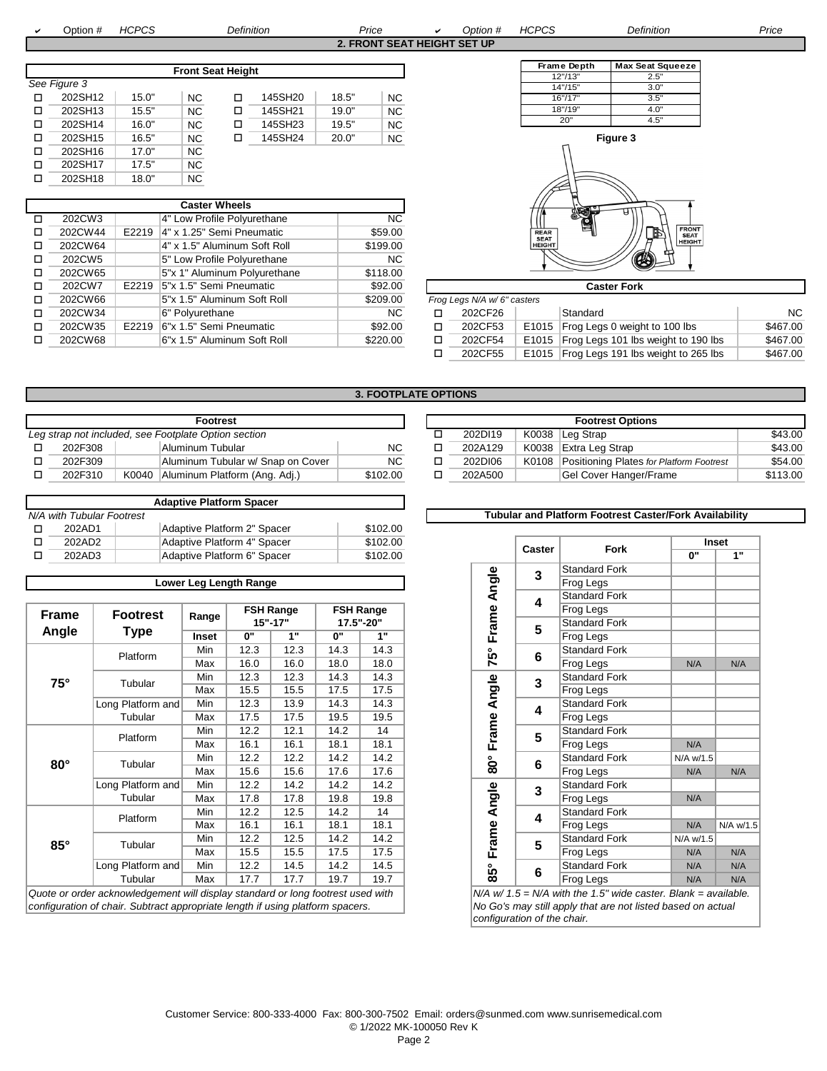| ✔ | Option # | HCPCS | Definition | Price | ✔ | Option # | HCPCS | Definition | Price |
|---|---|---|---|---|---|---|---|---|---|

## 2. FRONT SEAT HEIGHT SET UP

**Front Seat Height**

*See Figure 3*

| ✔ | Option # | Height | Price | ✔ | Option # | Height | Price |
|---|---|---|---|---|---|---|---|
| ☐ | 202SH12 | 15.0" | NC | ☐ | 145SH20 | 18.5" | NC |
| ☐ | 202SH13 | 15.5" | NC | ☐ | 145SH21 | 19.0" | NC |
| ☐ | 202SH14 | 16.0" | NC | ☐ | 145SH23 | 19.5" | NC |
| ☐ | 202SH15 | 16.5" | NC | ☐ | 145SH24 | 20.0" | NC |
| ☐ | 202SH16 | 17.0" | NC | | | | |
| ☐ | 202SH17 | 17.5" | NC | | | | |
| ☐ | 202SH18 | 18.0" | NC | | | | |

| Frame Depth | Max Seat Squeeze |
|---|---|
| 12"/13" | 2.5" |
| 14"/15" | 3.0" |
| 16"/17" | 3.5" |
| 18"/19" | 4.0" |
| 20" | 4.5" |

Figure 3

REAR SEAT HEIGHT / FRONT SEAT HEIGHT

**Caster Wheels**

| ✔ | Option # | HCPCS | Definition | Price |
|---|---|---|---|---|
| ☐ | 202CW3 | | 4" Low Profile Polyurethane | NC |
| ☐ | 202CW44 | E2219 | 4" x 1.25" Semi Pneumatic | $59.00 |
| ☐ | 202CW64 | | 4" x 1.5" Aluminum Soft Roll | $199.00 |
| ☐ | 202CW5 | | 5" Low Profile Polyurethane | NC |
| ☐ | 202CW65 | | 5"x 1" Aluminum Polyurethane | $118.00 |
| ☐ | 202CW7 | E2219 | 5"x 1.5" Semi Pneumatic | $92.00 |
| ☐ | 202CW66 | | 5"x 1.5" Aluminum Soft Roll | $209.00 |
| ☐ | 202CW34 | | 6" Polyurethane | NC |
| ☐ | 202CW35 | E2219 | 6"x 1.5" Semi Pneumatic | $92.00 |
| ☐ | 202CW68 | | 6"x 1.5" Aluminum Soft Roll | $220.00 |

**Caster Fork**

*Frog Legs N/A w/ 6" casters*

| ✔ | Option # | HCPCS | Definition | Price |
|---|---|---|---|---|
| ☐ | 202CF26 | | Standard | NC |
| ☐ | 202CF53 | E1015 | Frog Legs 0 weight to 100 lbs | $467.00 |
| ☐ | 202CF54 | E1015 | Frog Legs 101 lbs weight to 190 lbs | $467.00 |
| ☐ | 202CF55 | E1015 | Frog Legs 191 lbs weight to 265 lbs | $467.00 |

## 3. FOOTPLATE OPTIONS

**Footrest**

*Leg strap not included, see Footplate Option section*

| ✔ | Option # | HCPCS | Definition | Price |
|---|---|---|---|---|
| ☐ | 202F308 | | Aluminum Tubular | NC |
| ☐ | 202F309 | | Aluminum Tubular w/ Snap on Cover | NC |
| ☐ | 202F310 | K0040 | Aluminum Platform (Ang. Adj.) | $102.00 |

**Footrest Options**

| ✔ | Option # | HCPCS | Definition | Price |
|---|---|---|---|---|
| ☐ | 202DI19 | K0038 | Leg Strap | $43.00 |
| ☐ | 202A129 | K0038 | Extra Leg Strap | $43.00 |
| ☐ | 202DI06 | K0108 | Positioning Plates *for Platform Footrest* | $54.00 |
| ☐ | 202A500 | | Gel Cover Hanger/Frame | $113.00 |

**Adaptive Platform Spacer**

*N/A with Tubular Footrest*

| ✔ | Option # | HCPCS | Definition | Price |
|---|---|---|---|---|
| ☐ | 202AD1 | | Adaptive Platform 2" Spacer | $102.00 |
| ☐ | 202AD2 | | Adaptive Platform 4" Spacer | $102.00 |
| ☐ | 202AD3 | | Adaptive Platform 6" Spacer | $102.00 |

**Lower Leg Length Range**

| Frame Angle | Footrest Type | Range | FSH Range 15"-17" | | FSH Range 17.5"-20" | |
|---|---|---|---|---|---|---|
| | | Inset | 0" | 1" | 0" | 1" |
| 75° | Platform | Min | 12.3 | 12.3 | 14.3 | 14.3 |
| | | Max | 16.0 | 16.0 | 18.0 | 18.0 |
| | Tubular | Min | 12.3 | 12.3 | 14.3 | 14.3 |
| | | Max | 15.5 | 15.5 | 17.5 | 17.5 |
| | Long Platform and Tubular | Min | 12.3 | 13.9 | 14.3 | 14.3 |
| | | Max | 17.5 | 17.5 | 19.5 | 19.5 |
| 80° | Platform | Min | 12.2 | 12.1 | 14.2 | 14 |
| | | Max | 16.1 | 16.1 | 18.1 | 18.1 |
| | Tubular | Min | 12.2 | 12.2 | 14.2 | 14.2 |
| | | Max | 15.6 | 15.6 | 17.6 | 17.6 |
| | Long Platform and Tubular | Min | 12.2 | 14.2 | 14.2 | 14.2 |
| | | Max | 17.8 | 17.8 | 19.8 | 19.8 |
| 85° | Platform | Min | 12.2 | 12.5 | 14.2 | 14 |
| | | Max | 16.1 | 16.1 | 18.1 | 18.1 |
| | Tubular | Min | 12.2 | 12.5 | 14.2 | 14.2 |
| | | Max | 15.5 | 15.5 | 17.5 | 17.5 |
| | Long Platform and Tubular | Min | 12.2 | 14.5 | 14.2 | 14.5 |
| | | Max | 17.7 | 17.7 | 19.7 | 19.7 |

*Quote or order acknowledgement will display standard or long footrest used with configuration of chair. Subtract appropriate length if using platform spacers.*

**Tubular and Platform Footrest Caster/Fork Availability**

| | Caster | Fork | Inset 0" | Inset 1" |
|---|---|---|---|---|
| 75° Frame Angle | 3 | Standard Fork | | |
| | | Frog Legs | | |
| | 4 | Standard Fork | | |
| | | Frog Legs | | |
| | 5 | Standard Fork | | |
| | | Frog Legs | | |
| | 6 | Standard Fork | | |
| | | Frog Legs | N/A | N/A |
| 80° Frame Angle | 3 | Standard Fork | | |
| | | Frog Legs | | |
| | 4 | Standard Fork | | |
| | | Frog Legs | | |
| | 5 | Standard Fork | | |
| | | Frog Legs | N/A | |
| | 6 | Standard Fork | N/A w/1.5 | |
| | | Frog Legs | N/A | N/A |
| 85° Frame Angle | 3 | Standard Fork | | |
| | | Frog Legs | N/A | |
| | 4 | Standard Fork | | |
| | | Frog Legs | N/A | N/A w/1.5 |
| | 5 | Standard Fork | N/A w/1.5 | |
| | | Frog Legs | N/A | N/A |
| | 6 | Standard Fork | N/A | N/A |
| | | Frog Legs | N/A | N/A |

*N/A w/ 1.5 = N/A with the 1.5" wide caster. Blank = available. No Go's may still apply that are not listed based on actual configuration of the chair.*

Customer Service: 800-333-4000 Fax: 800-300-7502 Email: orders@sunmed.com www.sunrisemedical.com
© 1/2022 MK-100050 Rev K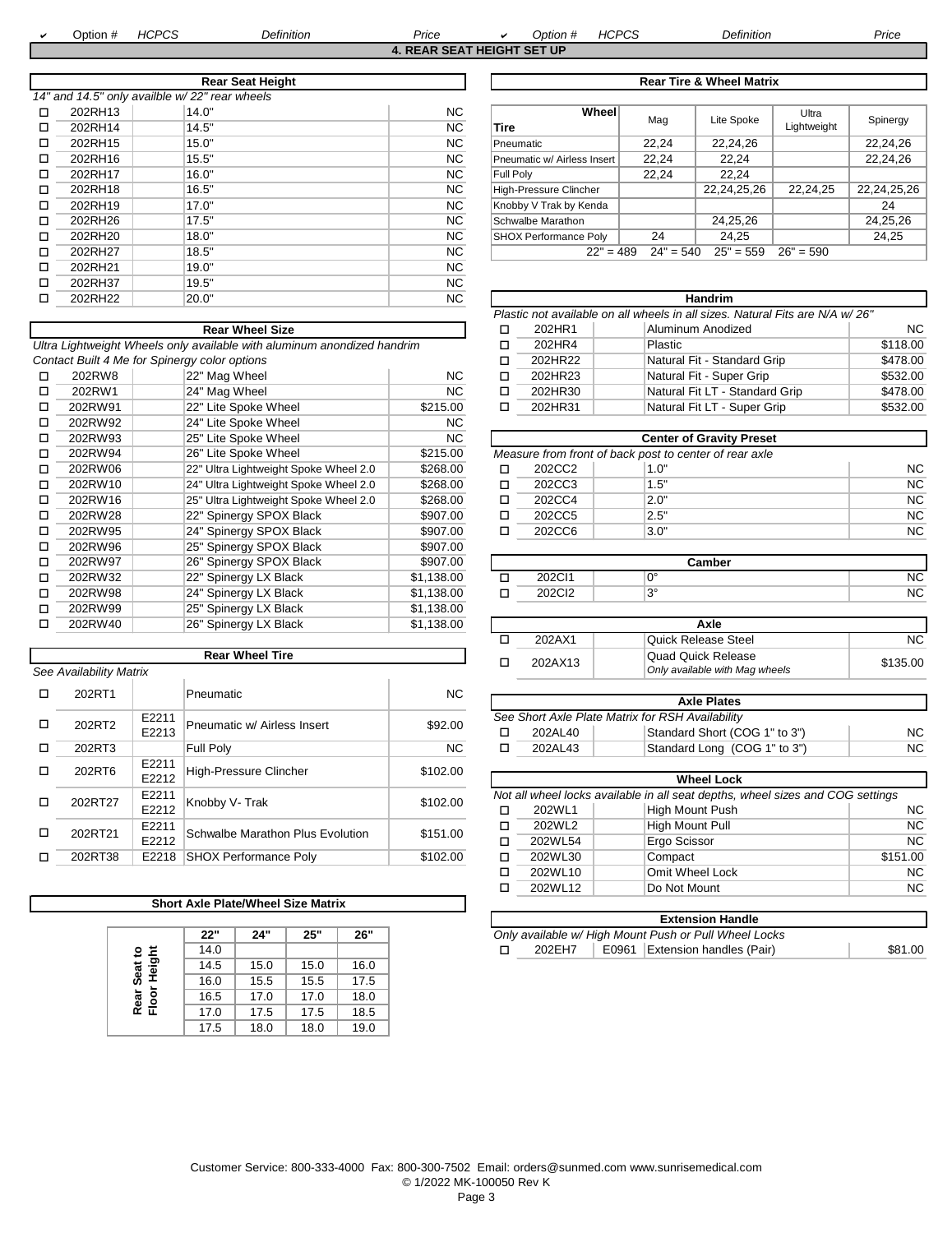| ✔ | Option # | HCPCS | Definition | Price | ✔ | Option # | HCPCS | Definition | Price |
|---|---|---|---|---|---|---|---|---|---|

## 4. REAR SEAT HEIGHT SET UP

### Rear Seat Height

*14" and 14.5" only availble w/ 22" rear wheels*

| ✔ | Option # | HCPCS | Definition | Price |
|---|---|---|---|---|
| ☐ | 202RH13 | | 14.0" | NC |
| ☐ | 202RH14 | | 14.5" | NC |
| ☐ | 202RH15 | | 15.0" | NC |
| ☐ | 202RH16 | | 15.5" | NC |
| ☐ | 202RH17 | | 16.0" | NC |
| ☐ | 202RH18 | | 16.5" | NC |
| ☐ | 202RH19 | | 17.0" | NC |
| ☐ | 202RH26 | | 17.5" | NC |
| ☐ | 202RH20 | | 18.0" | NC |
| ☐ | 202RH27 | | 18.5" | NC |
| ☐ | 202RH21 | | 19.0" | NC |
| ☐ | 202RH37 | | 19.5" | NC |
| ☐ | 202RH22 | | 20.0" | NC |

### Rear Wheel Size

*Ultra Lightweight Wheels only available with aluminum anodized handrim*

*Contact Built 4 Me for Spinergy color options*

| ✔ | Option # | HCPCS | Definition | Price |
|---|---|---|---|---|
| ☐ | 202RW8 | | 22" Mag Wheel | NC |
| ☐ | 202RW1 | | 24" Mag Wheel | NC |
| ☐ | 202RW91 | | 22" Lite Spoke Wheel | $215.00 |
| ☐ | 202RW92 | | 24" Lite Spoke Wheel | NC |
| ☐ | 202RW93 | | 25" Lite Spoke Wheel | NC |
| ☐ | 202RW94 | | 26" Lite Spoke Wheel | $215.00 |
| ☐ | 202RW06 | | 22" Ultra Lightweight Spoke Wheel 2.0 | $268.00 |
| ☐ | 202RW10 | | 24" Ultra Lightweight Spoke Wheel 2.0 | $268.00 |
| ☐ | 202RW16 | | 25" Ultra Lightweight Spoke Wheel 2.0 | $268.00 |
| ☐ | 202RW28 | | 22" Spinergy SPOX Black | $907.00 |
| ☐ | 202RW95 | | 24" Spinergy SPOX Black | $907.00 |
| ☐ | 202RW96 | | 25" Spinergy SPOX Black | $907.00 |
| ☐ | 202RW97 | | 26" Spinergy SPOX Black | $907.00 |
| ☐ | 202RW32 | | 22" Spinergy LX Black | $1,138.00 |
| ☐ | 202RW98 | | 24" Spinergy LX Black | $1,138.00 |
| ☐ | 202RW99 | | 25" Spinergy LX Black | $1,138.00 |
| ☐ | 202RW40 | | 26" Spinergy LX Black | $1,138.00 |

### Rear Wheel Tire

*See Availability Matrix*

| ✔ | Option # | HCPCS | Definition | Price |
|---|---|---|---|---|
| ☐ | 202RT1 | | Pneumatic | NC |
| ☐ | 202RT2 | E2211 E2213 | Pneumatic w/ Airless Insert | $92.00 |
| ☐ | 202RT3 | | Full Poly | NC |
| ☐ | 202RT6 | E2211 E2212 | High-Pressure Clincher | $102.00 |
| ☐ | 202RT27 | E2211 E2212 | Knobby V- Trak | $102.00 |
| ☐ | 202RT21 | E2211 E2212 | Schwalbe Marathon Plus Evolution | $151.00 |
| ☐ | 202RT38 | E2218 | SHOX Performance Poly | $102.00 |

### Short Axle Plate/Wheel Size Matrix

| Rear Seat to Floor Height | 22" | 24" | 25" | 26" |
|---|---|---|---|---|
| | 14.0 | | | |
| | 14.5 | 15.0 | 15.0 | 16.0 |
| | 16.0 | 15.5 | 15.5 | 17.5 |
| | 16.5 | 17.0 | 17.0 | 18.0 |
| | 17.0 | 17.5 | 17.5 | 18.5 |
| | 17.5 | 18.0 | 18.0 | 19.0 |

### Rear Tire & Wheel Matrix

| Tire \ Wheel | Mag | Lite Spoke | Ultra Lightweight | Spinergy |
|---|---|---|---|---|
| Pneumatic | 22,24 | 22,24,26 | | 22,24,26 |
| Pneumatic w/ Airless Insert | 22,24 | 22,24 | | 22,24,26 |
| Full Poly | 22,24 | 22,24 | | |
| High-Pressure Clincher | | 22,24,25,26 | 22,24,25 | 22,24,25,26 |
| Knobby V Trak by Kenda | | | | 24 |
| Schwalbe Marathon | | 24,25,26 | | 24,25,26 |
| SHOX Performance Poly | 24 | 24,25 | | 24,25 |

22" = 489 24" = 540 25" = 559 26" = 590

### Handrim

*Plastic not available on all wheels in all sizes. Natural Fits are N/A w/ 26"*

| ✔ | Option # | HCPCS | Definition | Price |
|---|---|---|---|---|
| ☐ | 202HR1 | | Aluminum Anodized | NC |
| ☐ | 202HR4 | | Plastic | $118.00 |
| ☐ | 202HR22 | | Natural Fit - Standard Grip | $478.00 |
| ☐ | 202HR23 | | Natural Fit - Super Grip | $532.00 |
| ☐ | 202HR30 | | Natural Fit LT - Standard Grip | $478.00 |
| ☐ | 202HR31 | | Natural Fit LT - Super Grip | $532.00 |

### Center of Gravity Preset

*Measure from front of back post to center of rear axle*

| ✔ | Option # | HCPCS | Definition | Price |
|---|---|---|---|---|
| ☐ | 202CC2 | | 1.0" | NC |
| ☐ | 202CC3 | | 1.5" | NC |
| ☐ | 202CC4 | | 2.0" | NC |
| ☐ | 202CC5 | | 2.5" | NC |
| ☐ | 202CC6 | | 3.0" | NC |

### Camber

| ✔ | Option # | HCPCS | Definition | Price |
|---|---|---|---|---|
| ☐ | 202CI1 | | 0° | NC |
| ☐ | 202CI2 | | 3° | NC |

### Axle

| ✔ | Option # | HCPCS | Definition | Price |
|---|---|---|---|---|
| ☐ | 202AX1 | | Quick Release Steel | NC |
| ☐ | 202AX13 | | Quad Quick Release *Only available with Mag wheels* | $135.00 |

### Axle Plates

*See Short Axle Plate Matrix for RSH Availability*

| ✔ | Option # | HCPCS | Definition | Price |
|---|---|---|---|---|
| ☐ | 202AL40 | | Standard Short (COG 1" to 3") | NC |
| ☐ | 202AL43 | | Standard Long (COG 1" to 3") | NC |

### Wheel Lock

*Not all wheel locks available in all seat depths, wheel sizes and COG settings*

| ✔ | Option # | HCPCS | Definition | Price |
|---|---|---|---|---|
| ☐ | 202WL1 | | High Mount Push | NC |
| ☐ | 202WL2 | | High Mount Pull | NC |
| ☐ | 202WL54 | | Ergo Scissor | NC |
| ☐ | 202WL30 | | Compact | $151.00 |
| ☐ | 202WL10 | | Omit Wheel Lock | NC |
| ☐ | 202WL12 | | Do Not Mount | NC |

### Extension Handle

*Only available w/ High Mount Push or Pull Wheel Locks*

| ✔ | Option # | HCPCS | Definition | Price |
|---|---|---|---|---|
| ☐ | 202EH7 | E0961 | Extension handles (Pair) | $81.00 |

Customer Service: 800-333-4000 Fax: 800-300-7502 Email: orders@sunmed.com www.sunrisemedical.com

© 1/2022 MK-100050 Rev K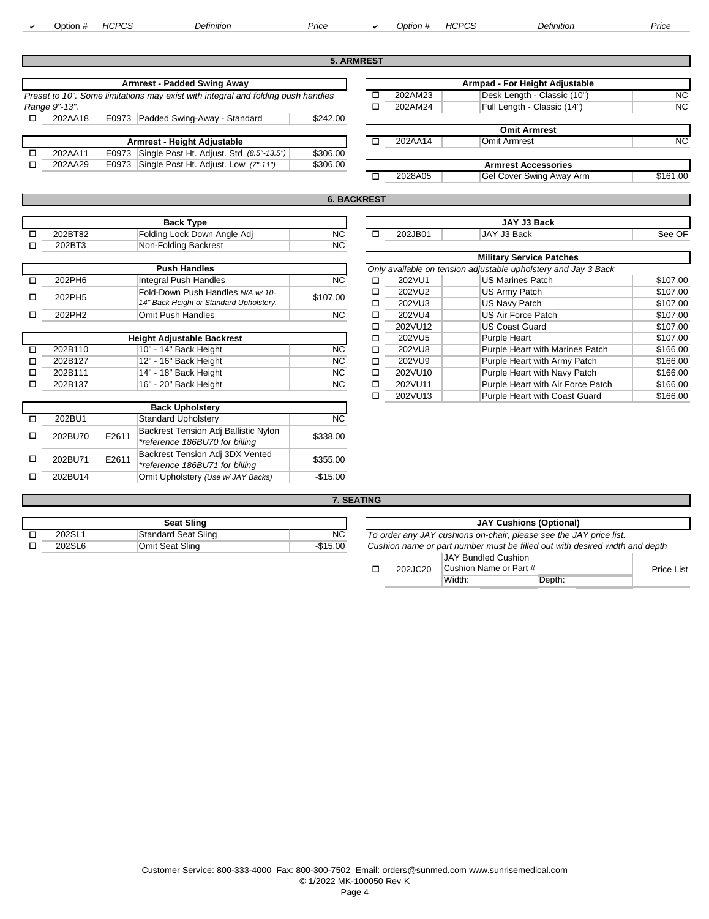| ✔ | Option # | HCPCS | Definition | Price | ✔ | Option # | HCPCS | Definition | Price |
|---|---|---|---|---|---|---|---|---|---|

## 5. ARMREST

### Armrest - Padded Swing Away

*Preset to 10". Some limitations may exist with integral and folding push handles Range 9"-13".*

| ✔ | Option # | HCPCS | Definition | Price |
|---|---|---|---|---|
| ☐ | 202AA18 | E0973 | Padded Swing-Away - Standard | $242.00 |

### Armrest - Height Adjustable

| ✔ | Option # | HCPCS | Definition | Price |
|---|---|---|---|---|
| ☐ | 202AA11 | E0973 | Single Post Ht. Adjust. Std *(8.5"-13.5")* | $306.00 |
| ☐ | 202AA29 | E0973 | Single Post Ht. Adjust. Low *(7"-11")* | $306.00 |

### Armpad - For Height Adjustable

| ✔ | Option # | HCPCS | Definition | Price |
|---|---|---|---|---|
| ☐ | 202AM23 | | Desk Length - Classic (10") | NC |
| ☐ | 202AM24 | | Full Length - Classic (14") | NC |

### Omit Armrest

| ✔ | Option # | HCPCS | Definition | Price |
|---|---|---|---|---|
| ☐ | 202AA14 | | Omit Armrest | NC |

### Armrest Accessories

| ✔ | Option # | HCPCS | Definition | Price |
|---|---|---|---|---|
| ☐ | 2028A05 | | Gel Cover Swing Away Arm | $161.00 |

## 6. BACKREST

### Back Type

| ✔ | Option # | HCPCS | Definition | Price |
|---|---|---|---|---|
| ☐ | 202BT82 | | Folding Lock Down Angle Adj | NC |
| ☐ | 202BT3 | | Non-Folding Backrest | NC |

### Push Handles

| ✔ | Option # | HCPCS | Definition | Price |
|---|---|---|---|---|
| ☐ | 202PH6 | | Integral Push Handles | NC |
| ☐ | 202PH5 | | Fold-Down Push Handles *N/A w/ 10-14" Back Height or Standard Upholstery.* | $107.00 |
| ☐ | 202PH2 | | Omit Push Handles | NC |

### Height Adjustable Backrest

| ✔ | Option # | HCPCS | Definition | Price |
|---|---|---|---|---|
| ☐ | 202B110 | | 10" - 14" Back Height | NC |
| ☐ | 202B127 | | 12" - 16" Back Height | NC |
| ☐ | 202B111 | | 14" - 18" Back Height | NC |
| ☐ | 202B137 | | 16" - 20" Back Height | NC |

### Back Upholstery

| ✔ | Option # | HCPCS | Definition | Price |
|---|---|---|---|---|
| ☐ | 202BU1 | | Standard Upholstery | NC |
| ☐ | 202BU70 | E2611 | Backrest Tension Adj Ballistic Nylon *\*reference 186BU70 for billing* | $338.00 |
| ☐ | 202BU71 | E2611 | Backrest Tension Adj 3DX Vented *\*reference 186BU71 for billing* | $355.00 |
| ☐ | 202BU14 | | Omit Upholstery *(Use w/ JAY Backs)* | -$15.00 |

### JAY J3 Back

| ✔ | Option # | HCPCS | Definition | Price |
|---|---|---|---|---|
| ☐ | 202JB01 | | JAY J3 Back | See OF |

### Military Service Patches

*Only available on tension adjustable upholstery and Jay 3 Back*

| ✔ | Option # | HCPCS | Definition | Price |
|---|---|---|---|---|
| ☐ | 202VU1 | | US Marines Patch | $107.00 |
| ☐ | 202VU2 | | US Army Patch | $107.00 |
| ☐ | 202VU3 | | US Navy Patch | $107.00 |
| ☐ | 202VU4 | | US Air Force Patch | $107.00 |
| ☐ | 202VU12 | | US Coast Guard | $107.00 |
| ☐ | 202VU5 | | Purple Heart | $107.00 |
| ☐ | 202VU8 | | Purple Heart with Marines Patch | $166.00 |
| ☐ | 202VU9 | | Purple Heart with Army Patch | $166.00 |
| ☐ | 202VU10 | | Purple Heart with Navy Patch | $166.00 |
| ☐ | 202VU11 | | Purple Heart with Air Force Patch | $166.00 |
| ☐ | 202VU13 | | Purple Heart with Coast Guard | $166.00 |

## 7. SEATING

### Seat Sling

| ✔ | Option # | HCPCS | Definition | Price |
|---|---|---|---|---|
| ☐ | 202SL1 | | Standard Seat Sling | NC |
| ☐ | 202SL6 | | Omit Seat Sling | -$15.00 |

### JAY Cushions (Optional)

*To order any JAY cushions on-chair, please see the JAY price list.*
*Cushion name or part number must be filled out with desired width and depth*

| ✔ | Option # | HCPCS | Definition | Price |
|---|---|---|---|---|
| ☐ | 202JC20 | | JAY Bundled Cushion<br>Cushion Name or Part #<br>Width: Depth: | Price List |

Customer Service: 800-333-4000 Fax: 800-300-7502 Email: orders@sunmed.com www.sunrisemedical.com
© 1/2022 MK-100050 Rev K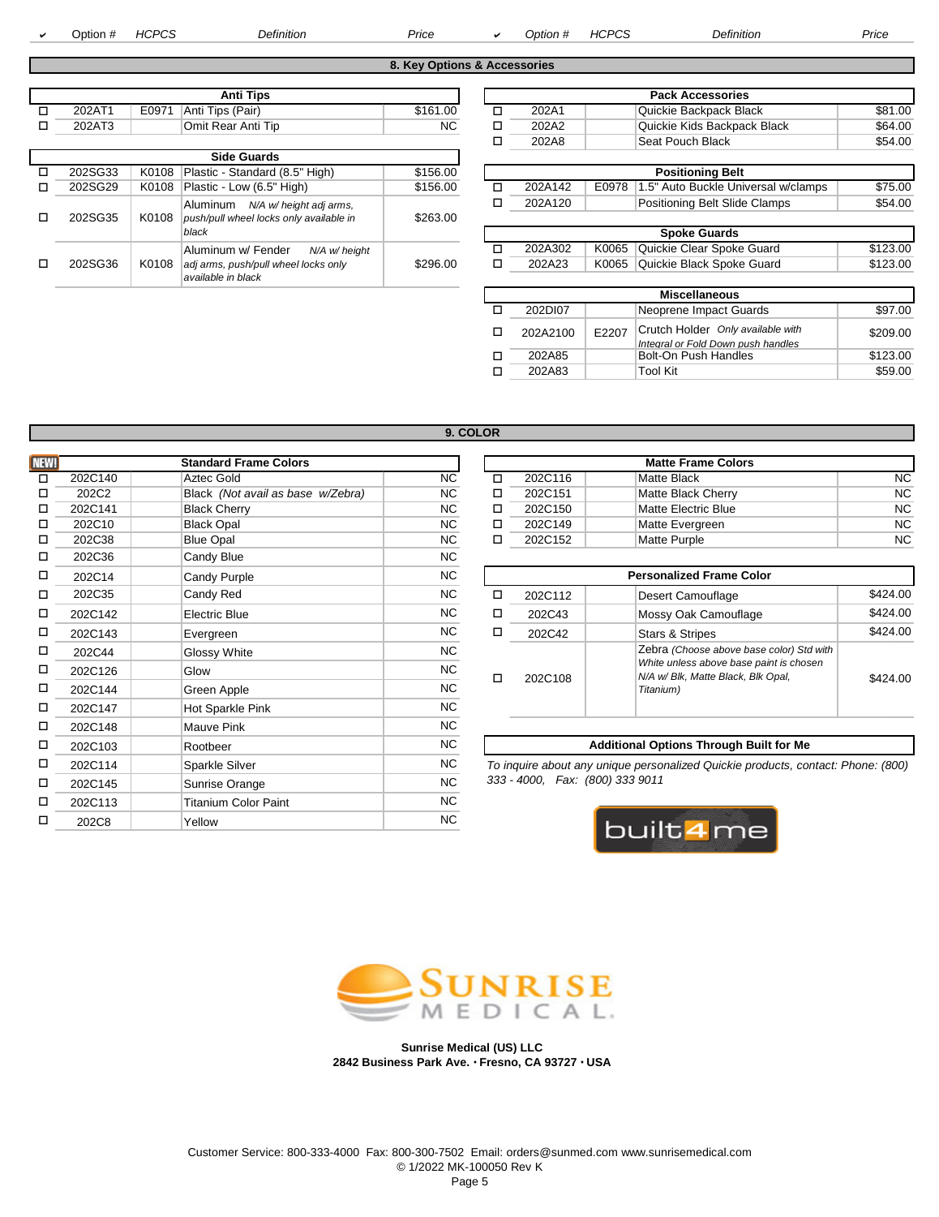## 8. Key Options & Accessories

### Anti Tips

| ✔ | Option # | HCPCS | Definition | Price |
|---|---|---|---|---|
| ☐ | 202AT1 | E0971 | Anti Tips (Pair) | $161.00 |
| ☐ | 202AT3 | | Omit Rear Anti Tip | NC |

### Side Guards

| ✔ | Option # | HCPCS | Definition | Price |
|---|---|---|---|---|
| ☐ | 202SG33 | K0108 | Plastic - Standard (8.5" High) | $156.00 |
| ☐ | 202SG29 | K0108 | Plastic - Low (6.5" High) | $156.00 |
| ☐ | 202SG35 | K0108 | Aluminum *N/A w/ height adj arms, push/pull wheel locks only available in black* | $263.00 |
| ☐ | 202SG36 | K0108 | Aluminum w/ Fender *N/A w/ height adj arms, push/pull wheel locks only available in black* | $296.00 |

### Pack Accessories

| ✔ | Option # | HCPCS | Definition | Price |
|---|---|---|---|---|
| ☐ | 202A1 | | Quickie Backpack Black | $81.00 |
| ☐ | 202A2 | | Quickie Kids Backpack Black | $64.00 |
| ☐ | 202A8 | | Seat Pouch Black | $54.00 |

### Positioning Belt

| ✔ | Option # | HCPCS | Definition | Price |
|---|---|---|---|---|
| ☐ | 202A142 | E0978 | 1.5" Auto Buckle Universal w/clamps | $75.00 |
| ☐ | 202A120 | | Positioning Belt Slide Clamps | $54.00 |

### Spoke Guards

| ✔ | Option # | HCPCS | Definition | Price |
|---|---|---|---|---|
| ☐ | 202A302 | K0065 | Quickie Clear Spoke Guard | $123.00 |
| ☐ | 202A23 | K0065 | Quickie Black Spoke Guard | $123.00 |

### Miscellaneous

| ✔ | Option # | HCPCS | Definition | Price |
|---|---|---|---|---|
| ☐ | 202DI07 | | Neoprene Impact Guards | $97.00 |
| ☐ | 202A2100 | E2207 | Crutch Holder *Only available with Integral or Fold Down push handles* | $209.00 |
| ☐ | 202A85 | | Bolt-On Push Handles | $123.00 |
| ☐ | 202A83 | | Tool Kit | $59.00 |

## 9. COLOR

### Standard Frame Colors (NEW!)

| ✔ | Option # | HCPCS | Definition | Price |
|---|---|---|---|---|
| ☐ | 202C140 | | Aztec Gold | NC |
| ☐ | 202C2 | | Black *(Not avail as base w/Zebra)* | NC |
| ☐ | 202C141 | | Black Cherry | NC |
| ☐ | 202C10 | | Black Opal | NC |
| ☐ | 202C38 | | Blue Opal | NC |
| ☐ | 202C36 | | Candy Blue | NC |
| ☐ | 202C14 | | Candy Purple | NC |
| ☐ | 202C35 | | Candy Red | NC |
| ☐ | 202C142 | | Electric Blue | NC |
| ☐ | 202C143 | | Evergreen | NC |
| ☐ | 202C44 | | Glossy White | NC |
| ☐ | 202C126 | | Glow | NC |
| ☐ | 202C144 | | Green Apple | NC |
| ☐ | 202C147 | | Hot Sparkle Pink | NC |
| ☐ | 202C148 | | Mauve Pink | NC |
| ☐ | 202C103 | | Rootbeer | NC |
| ☐ | 202C114 | | Sparkle Silver | NC |
| ☐ | 202C145 | | Sunrise Orange | NC |
| ☐ | 202C113 | | Titanium Color Paint | NC |
| ☐ | 202C8 | | Yellow | NC |

### Matte Frame Colors

| ✔ | Option # | HCPCS | Definition | Price |
|---|---|---|---|---|
| ☐ | 202C116 | | Matte Black | NC |
| ☐ | 202C151 | | Matte Black Cherry | NC |
| ☐ | 202C150 | | Matte Electric Blue | NC |
| ☐ | 202C149 | | Matte Evergreen | NC |
| ☐ | 202C152 | | Matte Purple | NC |

### Personalized Frame Color

| ✔ | Option # | HCPCS | Definition | Price |
|---|---|---|---|---|
| ☐ | 202C112 | | Desert Camouflage | $424.00 |
| ☐ | 202C43 | | Mossy Oak Camouflage | $424.00 |
| ☐ | 202C42 | | Stars & Stripes | $424.00 |
| ☐ | 202C108 | | Zebra *(Choose above base color) Std with White unless above base paint is chosen N/A w/ Blk, Matte Black, Blk Opal, Titanium)* | $424.00 |

### Additional Options Through Built for Me

*To inquire about any unique personalized Quickie products, contact: Phone: (800) 333 - 4000, Fax: (800) 333 9011*

built4me

SUNRISE MEDICAL

**Sunrise Medical (US) LLC**
**2842 Business Park Ave. · Fresno, CA 93727 · USA**

Customer Service: 800-333-4000 Fax: 800-300-7502 Email: orders@sunmed.com www.sunrisemedical.com
© 1/2022 MK-100050 Rev K